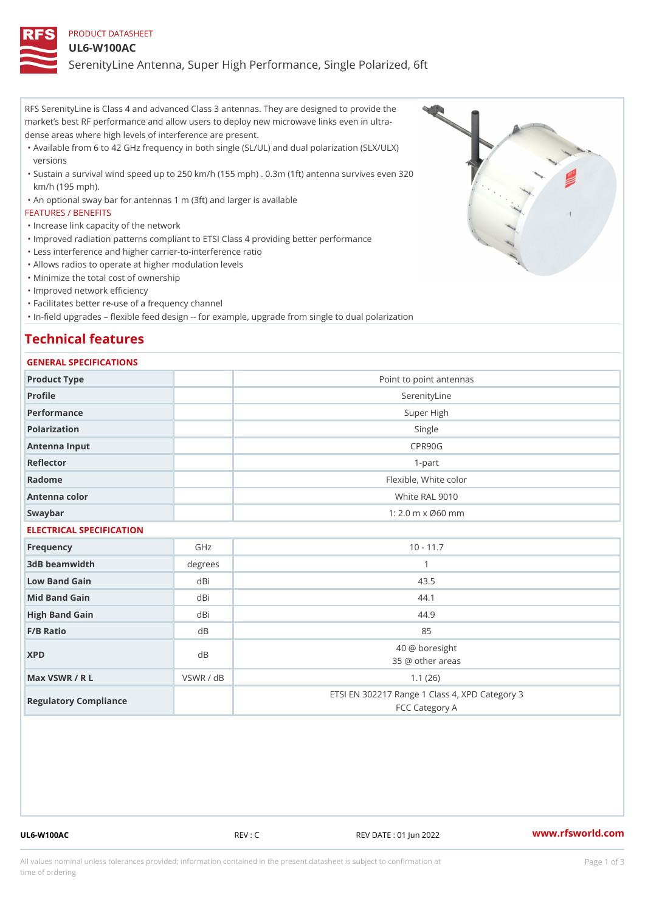PRODUCT DATASHEET

# UL6-W100AC

## SerenityLine Antenna, Super High Performance, Single Polarized, 6ft

RFS SerenityLine is Class 4 and advanced Class 3 antennas. They are designed to provide the market's best RF performance and allow users to deploy new microwave links even in ultra-dense areas where high levels of interference are present.

- Available from 6 to 42 GHz frequency in both single (SL/UL) and dual polarization (SLX/ULX) versions
- Sustain a survival wind speed up to 250 km/h (155 mph) . 0.3m (1ft) antenna survives even 320 km/h (195 mph).
- An optional sway bar for antennas 1 m (3ft) and larger is available

FEATURES / BENEFITS

- Increase link capacity of the network
- Improved radiation patterns compliant to ETSI Class 4 providing better performance
- Less interference and higher carrier-to-interference ratio
- Allows radios to operate at higher modulation levels
- Minimize the total cost of ownership
- Improved network efficiency
- Facilitates better re-use of a frequency channel
- In-field upgrades – flexible feed design -- for example, upgrade from single to dual polarization

## Technical features

### GENERAL SPECIFICATIONS

| | | |
|---|---|---|
| Product Type | | Point to point antennas |
| Profile | | SerenityLine |
| Performance | | Super High |
| Polarization | | Single |
| Antenna Input | | CPR90G |
| Reflector | | 1-part |
| Radome | | Flexible, White color |
| Antenna color | | White RAL 9010 |
| Swaybar | | 1: 2.0 m x Ø60 mm |

### ELECTRICAL SPECIFICATION

| | | |
|---|---|---|
| Frequency | GHz | 10 - 11.7 |
| 3dB beamwidth | degrees | 1 |
| Low Band Gain | dBi | 43.5 |
| Mid Band Gain | dBi | 44.1 |
| High Band Gain | dBi | 44.9 |
| F/B Ratio | dB | 85 |
| XPD | dB | 40 @ boresight<br>35 @ other areas |
| Max VSWR / R L | VSWR / dB | 1.1 (26) |
| Regulatory Compliance | | ETSI EN 302217 Range 1 Class 4, XPD Category 3<br>FCC Category A |

UL6-W100AC | REV : C | REV DATE : 01 Jun 2022 | www.rfsworld.com

All values nominal unless tolerances provided; information contained in the present datasheet is subject to confirmation at time of ordering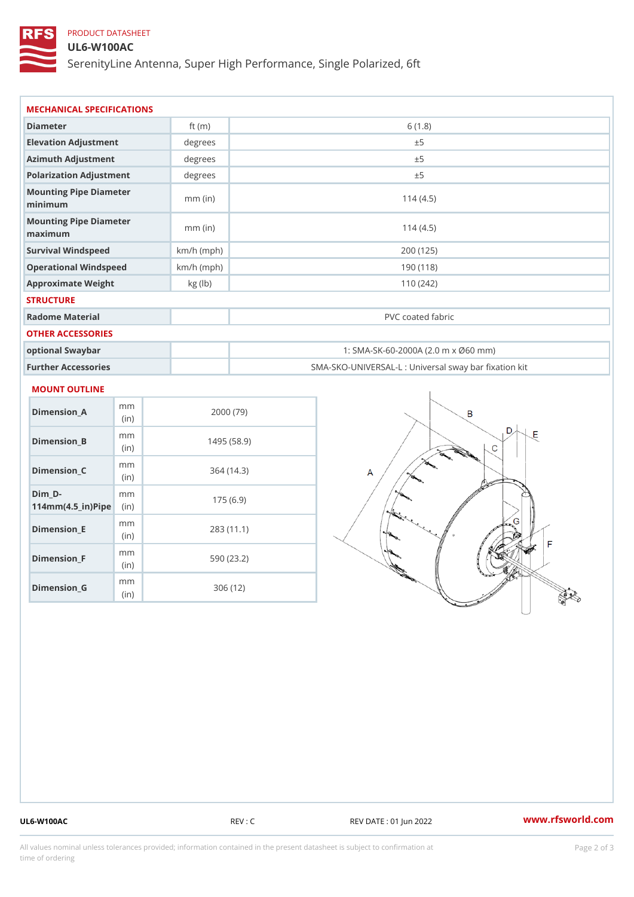PRODUCT DATASHEET

# UL6-W100AC

SerenityLine Antenna, Super High Performance, Single Polarized, 6ft

## MECHANICAL SPECIFICATIONS

| | | |
|---|---|---|
| Diameter | ft (m) | 6 (1.8) |
| Elevation Adjustment | degrees | ±5 |
| Azimuth Adjustment | degrees | ±5 |
| Polarization Adjustment | degrees | ±5 |
| Mounting Pipe Diameter minimum | mm (in) | 114 (4.5) |
| Mounting Pipe Diameter maximum | mm (in) | 114 (4.5) |
| Survival Windspeed | km/h (mph) | 200 (125) |
| Operational Windspeed | km/h (mph) | 190 (118) |
| Approximate Weight | kg (lb) | 110 (242) |

## STRUCTURE

| | | |
|---|---|---|
| Radome Material | | PVC coated fabric |

## OTHER ACCESSORIES

| | | |
|---|---|---|
| optional Swaybar | | 1: SMA-SK-60-2000A (2.0 m x Ø60 mm) |
| Further Accessories | | SMA-SKO-UNIVERSAL-L : Universal sway bar fixation kit |

## MOUNT OUTLINE

| | | |
|---|---|---|
| Dimension_A | mm (in) | 2000 (79) |
| Dimension_B | mm (in) | 1495 (58.9) |
| Dimension_C | mm (in) | 364 (14.3) |
| Dim_D-114mm(4.5_in)Pipe | mm (in) | 175 (6.9) |
| Dimension_E | mm (in) | 283 (11.1) |
| Dimension_F | mm (in) | 590 (23.2) |
| Dimension_G | mm (in) | 306 (12) |

UL6-W100AC REV : C REV DATE : 01 Jun 2022 www.rfsworld.com

All values nominal unless tolerances provided; information contained in the present datasheet is subject to confirmation at time of ordering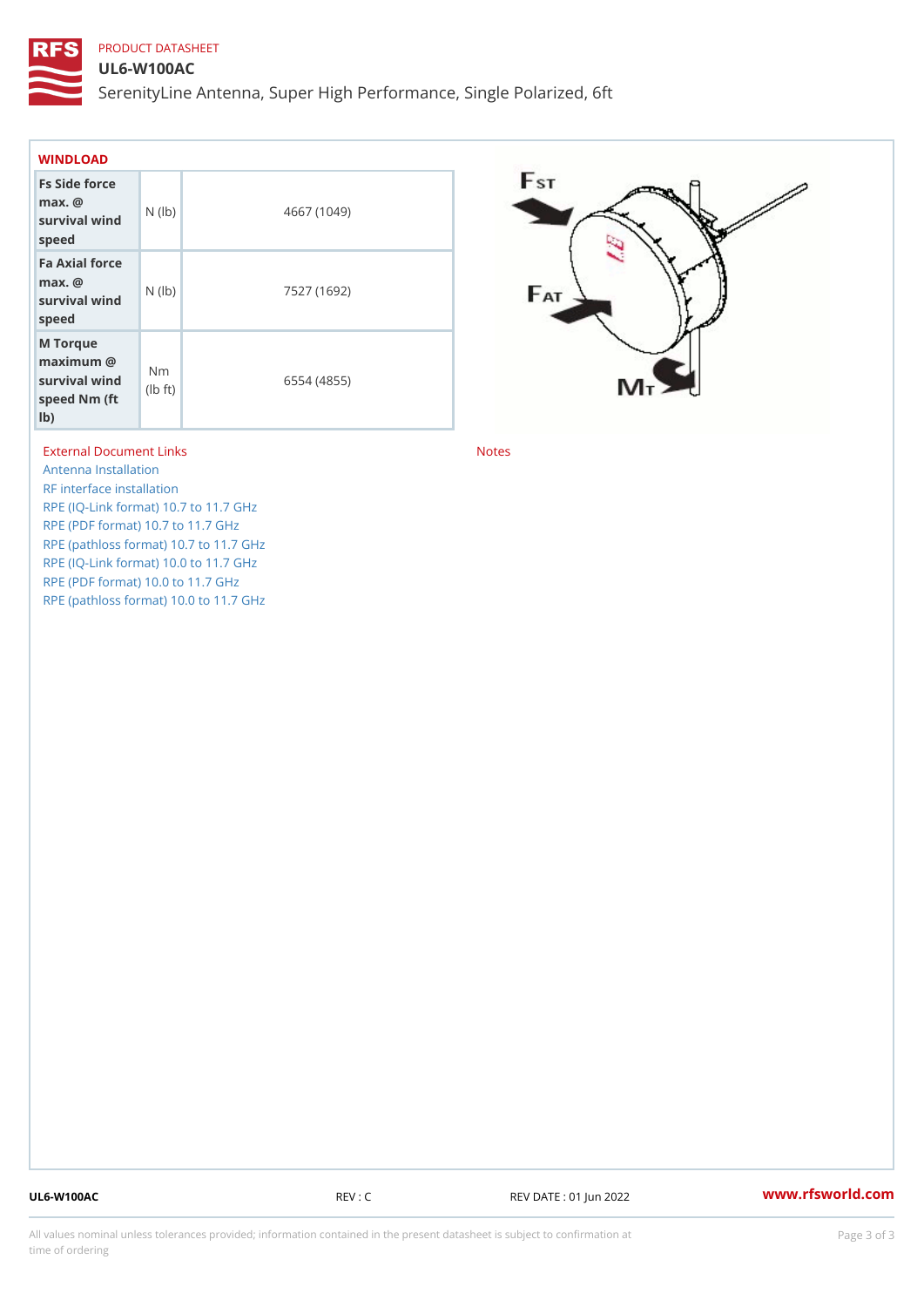PRODUCT DATASHEET

# UL6-W100AC

SerenityLine Antenna, Super High Performance, Single Polarized, 6ft

## WINDLOAD

| | | |
|---|---|---|
| Fs Side force max. @ survival wind speed | N (lb) | 4667 (1049) |
| Fa Axial force max. @ survival wind speed | N (lb) | 7527 (1692) |
| M Torque maximum @ survival wind speed Nm (ft lb) | Nm (lb ft) | 6554 (4855) |

FST

FAT

MT

### External Document Links

- Antenna Installation
- RF interface installation
- RPE (IQ-Link format) 10.7 to 11.7 GHz
- RPE (PDF format) 10.7 to 11.7 GHz
- RPE (pathloss format) 10.7 to 11.7 GHz
- RPE (IQ-Link format) 10.0 to 11.7 GHz
- RPE (PDF format) 10.0 to 11.7 GHz
- RPE (pathloss format) 10.0 to 11.7 GHz

### Notes

UL6-W100AC REV : C REV DATE : 01 Jun 2022 www.rfsworld.com

All values nominal unless tolerances provided; information contained in the present datasheet is subject to confirmation at time of ordering